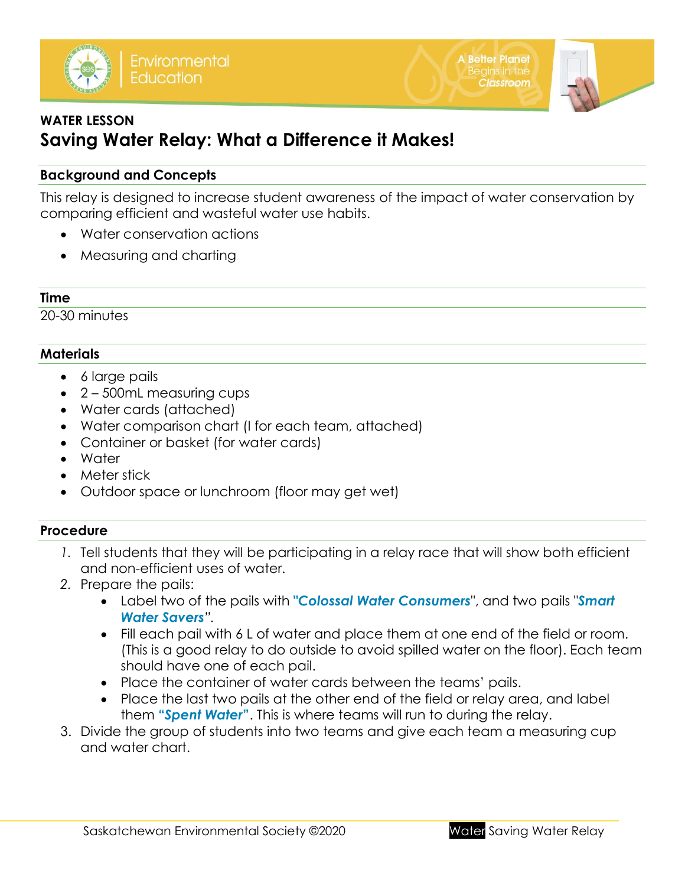WATER LESSON

# Saving Water Relay: What a Difference it Makes!

## Background and Concepts

This relay is designed to increase student awareness of the impact of water conservation by comparing efficient and wasteful water use habits.

- Water conservation actions
- Measuring and charting

## Time

20-30 minutes

## Materials

- 6 large pails
- 2 – 500mL measuring cups
- Water cards (attached)
- Water comparison chart (I for each team, attached)
- Container or basket (for water cards)
- Water
- Meter stick
- Outdoor space or lunchroom (floor may get wet)

## Procedure

1. Tell students that they will be participating in a relay race that will show both efficient and non-efficient uses of water.
2. Prepare the pails:
   - Label two of the pails with "***Colossal Water Consumers***", and two pails "***Smart Water Savers***".
   - Fill each pail with 6 L of water and place them at one end of the field or room. (This is a good relay to do outside to avoid spilled water on the floor). Each team should have one of each pail.
   - Place the container of water cards between the teams' pails.
   - Place the last two pails at the other end of the field or relay area, and label them **"*Spent Water*"**. This is where teams will run to during the relay.
3. Divide the group of students into two teams and give each team a measuring cup and water chart.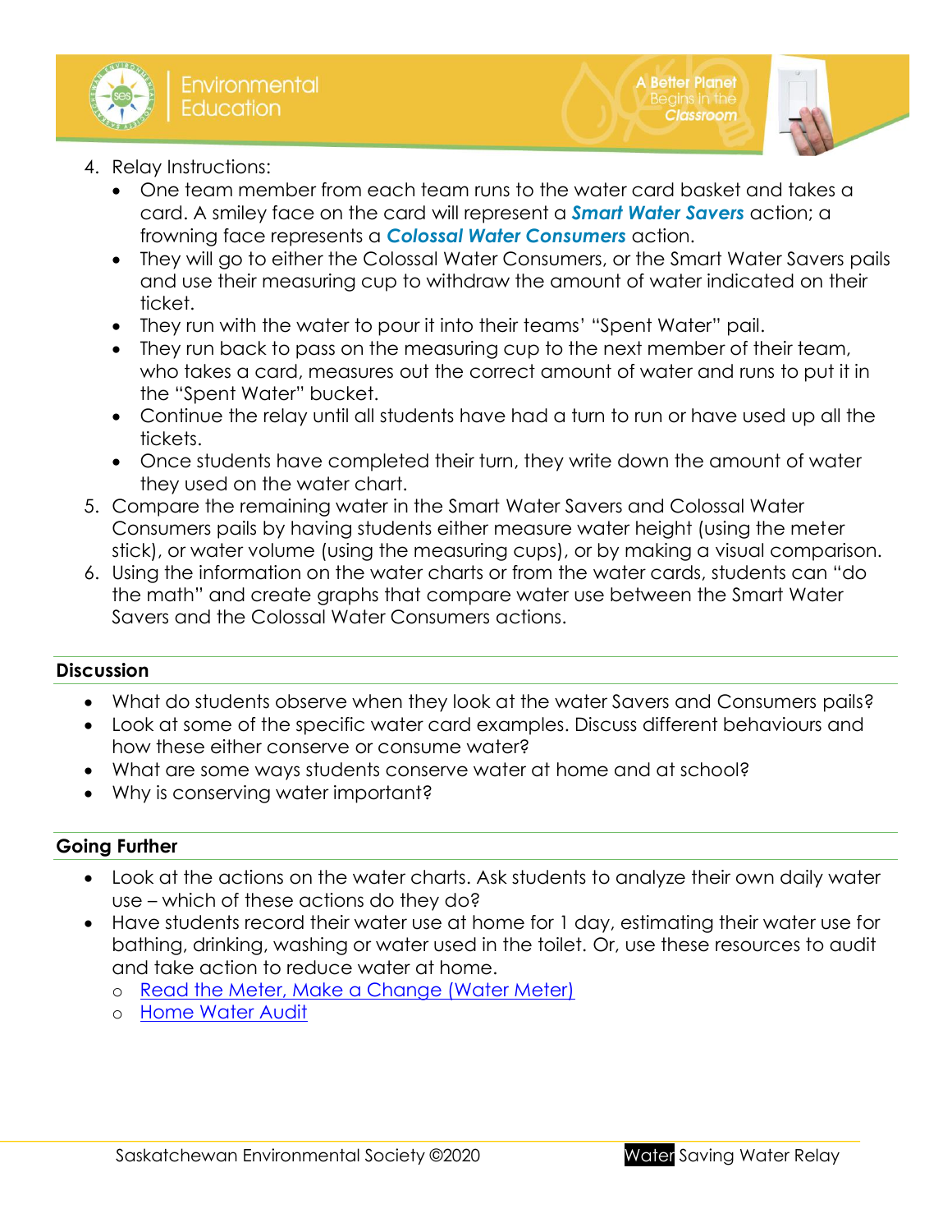4. Relay Instructions:
   - One team member from each team runs to the water card basket and takes a card. A smiley face on the card will represent a ***Smart Water Savers*** action; a frowning face represents a ***Colossal Water Consumers*** action.
   - They will go to either the Colossal Water Consumers, or the Smart Water Savers pails and use their measuring cup to withdraw the amount of water indicated on their ticket.
   - They run with the water to pour it into their teams' "Spent Water" pail.
   - They run back to pass on the measuring cup to the next member of their team, who takes a card, measures out the correct amount of water and runs to put it in the "Spent Water" bucket.
   - Continue the relay until all students have had a turn to run or have used up all the tickets.
   - Once students have completed their turn, they write down the amount of water they used on the water chart.
5. Compare the remaining water in the Smart Water Savers and Colossal Water Consumers pails by having students either measure water height (using the meter stick), or water volume (using the measuring cups), or by making a visual comparison.
6. Using the information on the water charts or from the water cards, students can "do the math" and create graphs that compare water use between the Smart Water Savers and the Colossal Water Consumers actions.

## Discussion

- What do students observe when they look at the water Savers and Consumers pails?
- Look at some of the specific water card examples. Discuss different behaviours and how these either conserve or consume water?
- What are some ways students conserve water at home and at school?
- Why is conserving water important?

## Going Further

- Look at the actions on the water charts. Ask students to analyze their own daily water use – which of these actions do they do?
- Have students record their water use at home for 1 day, estimating their water use for bathing, drinking, washing or water used in the toilet. Or, use these resources to audit and take action to reduce water at home.
  - Read the Meter, Make a Change (Water Meter)
  - Home Water Audit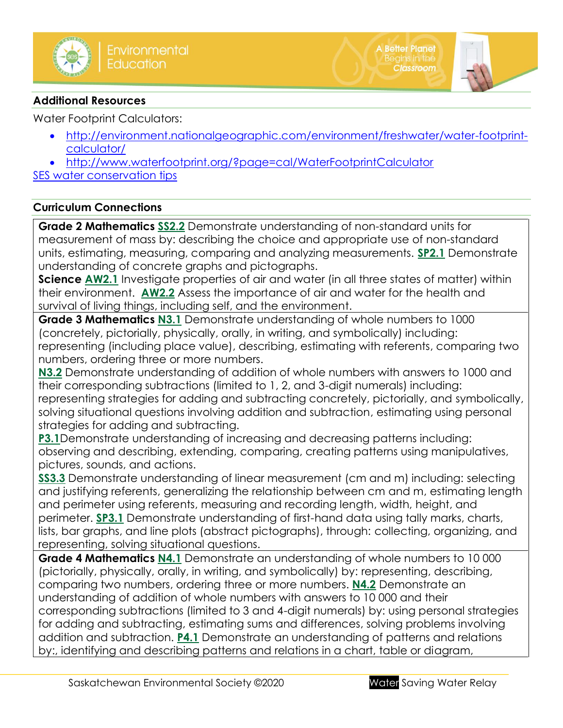## Additional Resources

Water Footprint Calculators:

- http://environment.nationalgeographic.com/environment/freshwater/water-footprint-calculator/
- http://www.waterfootprint.org/?page=cal/WaterFootprintCalculator

SES water conservation tips

## Curriculum Connections

| |
|---|
| **Grade 2 Mathematics** **SS2.2** Demonstrate understanding of non-standard units for measurement of mass by: describing the choice and appropriate use of non-standard units, estimating, measuring, comparing and analyzing measurements. **SP2.1** Demonstrate understanding of concrete graphs and pictographs.<br>**Science** **AW2.1** Investigate properties of air and water (in all three states of matter) within their environment. **AW2.2** Assess the importance of air and water for the health and survival of living things, including self, and the environment. |
| **Grade 3 Mathematics** **N3.1** Demonstrate understanding of whole numbers to 1000 (concretely, pictorially, physically, orally, in writing, and symbolically) including: representing (including place value), describing, estimating with referents, comparing two numbers, ordering three or more numbers.<br>**N3.2** Demonstrate understanding of addition of whole numbers with answers to 1000 and their corresponding subtractions (limited to 1, 2, and 3-digit numerals) including: representing strategies for adding and subtracting concretely, pictorially, and symbolically, solving situational questions involving addition and subtraction, estimating using personal strategies for adding and subtracting.<br>**P3.1**Demonstrate understanding of increasing and decreasing patterns including: observing and describing, extending, comparing, creating patterns using manipulatives, pictures, sounds, and actions.<br>**SS3.3** Demonstrate understanding of linear measurement (cm and m) including: selecting and justifying referents, generalizing the relationship between cm and m, estimating length and perimeter using referents, measuring and recording length, width, height, and perimeter. **SP3.1** Demonstrate understanding of first-hand data using tally marks, charts, lists, bar graphs, and line plots (abstract pictographs), through: collecting, organizing, and representing, solving situational questions. |
| **Grade 4 Mathematics** **N4.1** Demonstrate an understanding of whole numbers to 10 000 (pictorially, physically, orally, in writing, and symbolically) by: representing, describing, comparing two numbers, ordering three or more numbers. **N4.2** Demonstrate an understanding of addition of whole numbers with answers to 10 000 and their corresponding subtractions (limited to 3 and 4-digit numerals) by: using personal strategies for adding and subtracting, estimating sums and differences, solving problems involving addition and subtraction. **P4.1** Demonstrate an understanding of patterns and relations by:, identifying and describing patterns and relations in a chart, table or diagram, |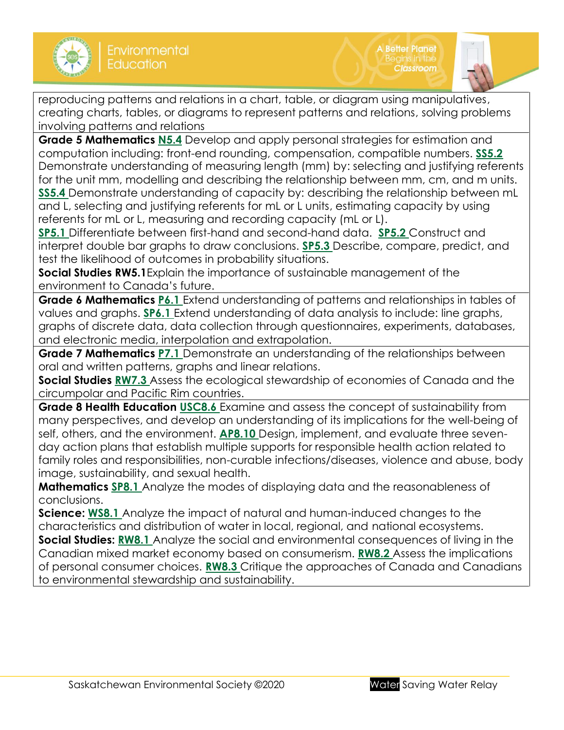| |
|---|
| reproducing patterns and relations in a chart, table, or diagram using manipulatives, creating charts, tables, or diagrams to represent patterns and relations, solving problems involving patterns and relations |
| **Grade 5 Mathematics** **N5.4** Develop and apply personal strategies for estimation and computation including: front-end rounding, compensation, compatible numbers. **SS5.2** Demonstrate understanding of measuring length (mm) by: selecting and justifying referents for the unit mm, modelling and describing the relationship between mm, cm, and m units. **SS5.4** Demonstrate understanding of capacity by: describing the relationship between mL and L, selecting and justifying referents for mL or L units, estimating capacity by using referents for mL or L, measuring and recording capacity (mL or L). **SP5.1** Differentiate between first-hand and second-hand data. **SP5.2** Construct and interpret double bar graphs to draw conclusions. **SP5.3** Describe, compare, predict, and test the likelihood of outcomes in probability situations. **Social Studies RW5.1** Explain the importance of sustainable management of the environment to Canada's future. |
| **Grade 6 Mathematics** **P6.1** Extend understanding of patterns and relationships in tables of values and graphs. **SP6.1** Extend understanding of data analysis to include: line graphs, graphs of discrete data, data collection through questionnaires, experiments, databases, and electronic media, interpolation and extrapolation. |
| **Grade 7 Mathematics** **P7.1** Demonstrate an understanding of the relationships between oral and written patterns, graphs and linear relations. **Social Studies** **RW7.3** Assess the ecological stewardship of economies of Canada and the circumpolar and Pacific Rim countries. |
| **Grade 8 Health Education** **USC8.6** Examine and assess the concept of sustainability from many perspectives, and develop an understanding of its implications for the well-being of self, others, and the environment. **AP8.10** Design, implement, and evaluate three seven-day action plans that establish multiple supports for responsible health action related to family roles and responsibilities, non-curable infections/diseases, violence and abuse, body image, sustainability, and sexual health. **Mathematics** **SP8.1** Analyze the modes of displaying data and the reasonableness of conclusions. **Science:** **WS8.1** Analyze the impact of natural and human-induced changes to the characteristics and distribution of water in local, regional, and national ecosystems. **Social Studies:** **RW8.1** Analyze the social and environmental consequences of living in the Canadian mixed market economy based on consumerism. **RW8.2** Assess the implications of personal consumer choices. **RW8.3** Critique the approaches of Canada and Canadians to environmental stewardship and sustainability. |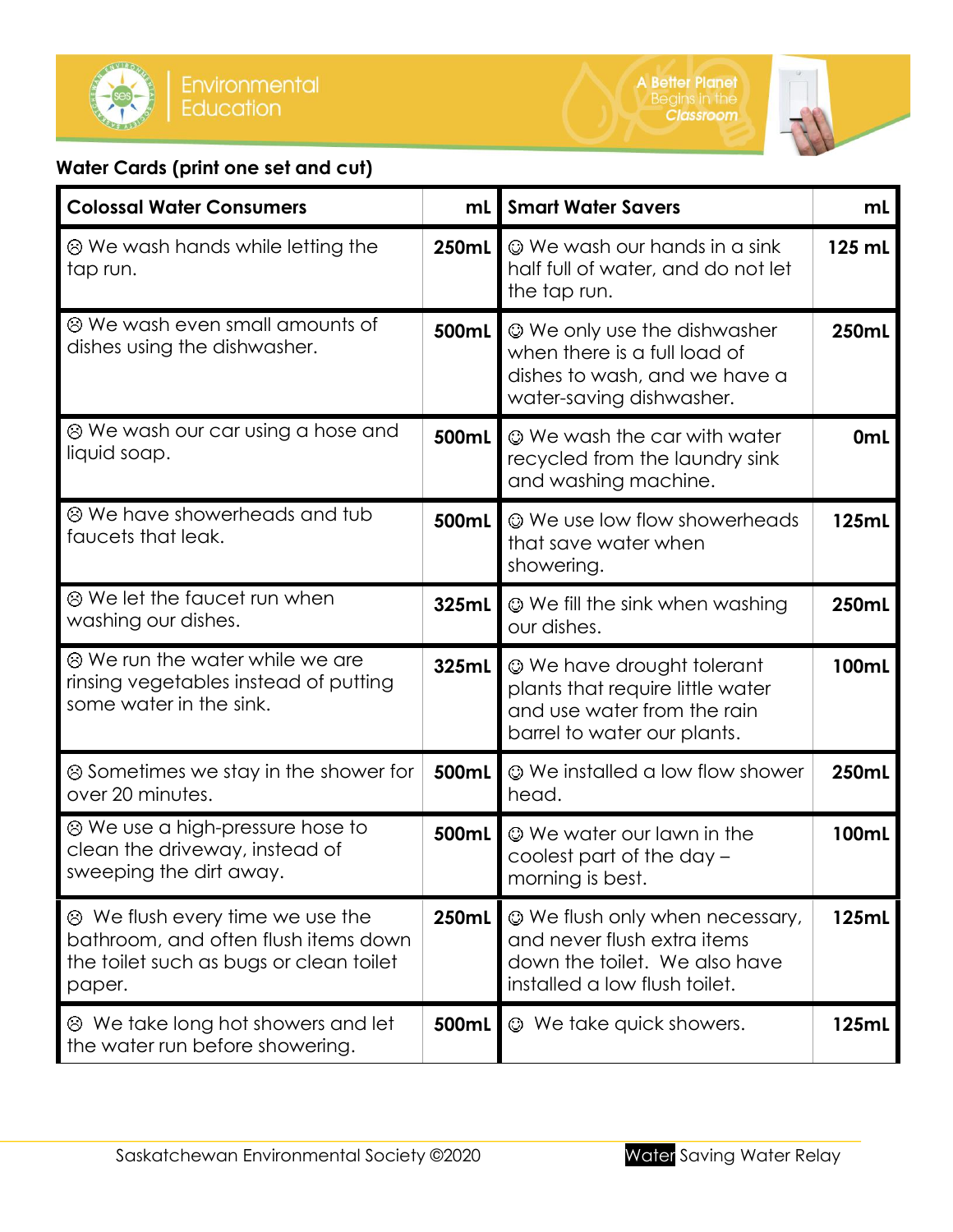**Water Cards (print one set and cut)**

| Colossal Water Consumers | mL | Smart Water Savers | mL |
|---|---|---|---|
| ☹ We wash hands while letting the tap run. | 250mL | ☺ We wash our hands in a sink half full of water, and do not let the tap run. | 125 mL |
| ☹ We wash even small amounts of dishes using the dishwasher. | 500mL | ☺ We only use the dishwasher when there is a full load of dishes to wash, and we have a water-saving dishwasher. | 250mL |
| ☹ We wash our car using a hose and liquid soap. | 500mL | ☺ We wash the car with water recycled from the laundry sink and washing machine. | 0mL |
| ☹ We have showerheads and tub faucets that leak. | 500mL | ☺ We use low flow showerheads that save water when showering. | 125mL |
| ☹ We let the faucet run when washing our dishes. | 325mL | ☺ We fill the sink when washing our dishes. | 250mL |
| ☹ We run the water while we are rinsing vegetables instead of putting some water in the sink. | 325mL | ☺ We have drought tolerant plants that require little water and use water from the rain barrel to water our plants. | 100mL |
| ☹ Sometimes we stay in the shower for over 20 minutes. | 500mL | ☺ We installed a low flow shower head. | 250mL |
| ☹ We use a high-pressure hose to clean the driveway, instead of sweeping the dirt away. | 500mL | ☺ We water our lawn in the coolest part of the day – morning is best. | 100mL |
| ☹ We flush every time we use the bathroom, and often flush items down the toilet such as bugs or clean toilet paper. | 250mL | ☺ We flush only when necessary, and never flush extra items down the toilet. We also have installed a low flush toilet. | 125mL |
| ☹ We take long hot showers and let the water run before showering. | 500mL | ☺ We take quick showers. | 125mL |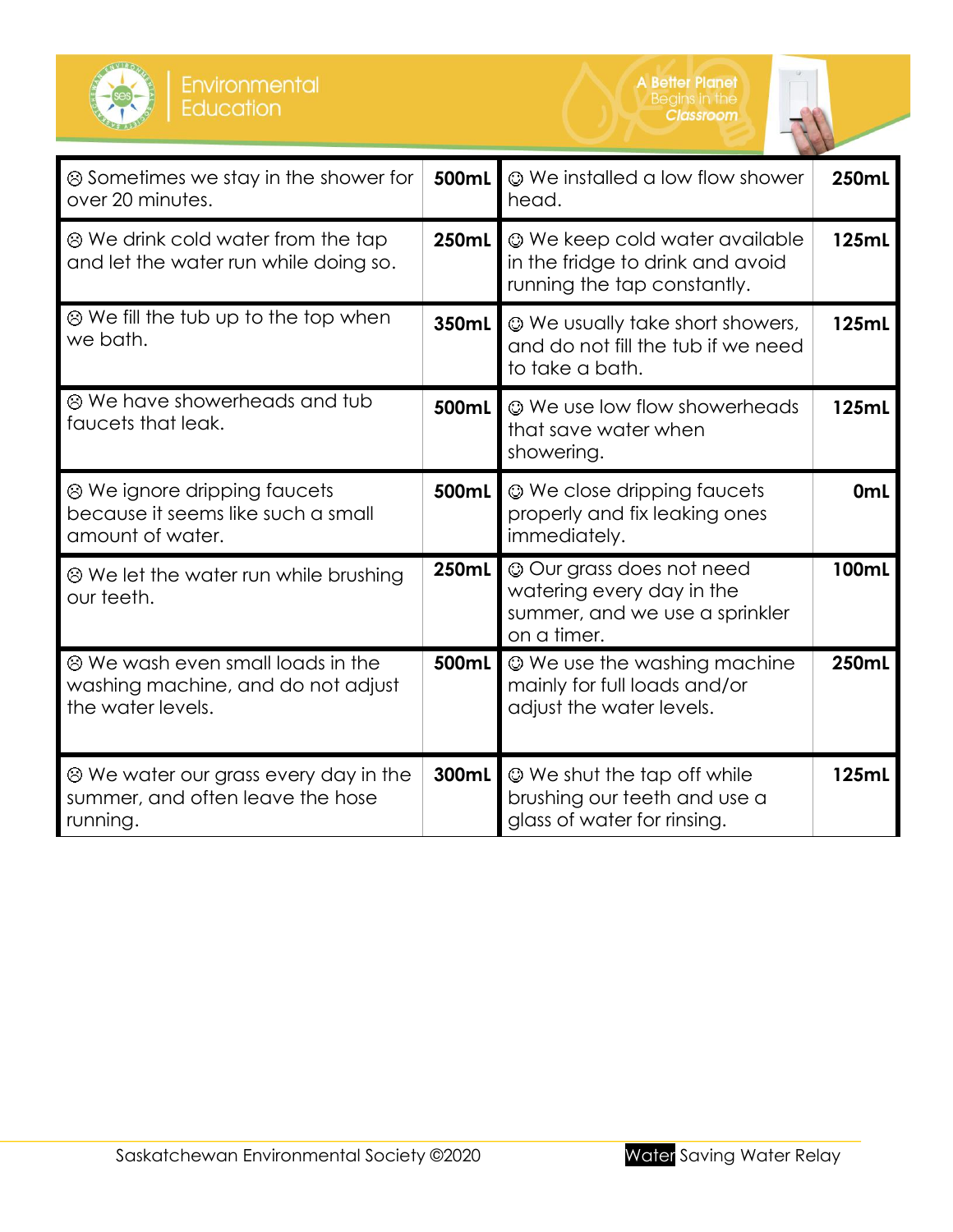| ☹ Sometimes we stay in the shower for over 20 minutes. | 500mL | ☺ We installed a low flow shower head. | 250mL |
|---|---|---|---|
| ☹ We drink cold water from the tap and let the water run while doing so. | 250mL | ☺ We keep cold water available in the fridge to drink and avoid running the tap constantly. | 125mL |
| ☹ We fill the tub up to the top when we bath. | 350mL | ☺ We usually take short showers, and do not fill the tub if we need to take a bath. | 125mL |
| ☹ We have showerheads and tub faucets that leak. | 500mL | ☺ We use low flow showerheads that save water when showering. | 125mL |
| ☹ We ignore dripping faucets because it seems like such a small amount of water. | 500mL | ☺ We close dripping faucets properly and fix leaking ones immediately. | 0mL |
| ☹ We let the water run while brushing our teeth. | 250mL | ☺ Our grass does not need watering every day in the summer, and we use a sprinkler on a timer. | 100mL |
| ☹ We wash even small loads in the washing machine, and do not adjust the water levels. | 500mL | ☺ We use the washing machine mainly for full loads and/or adjust the water levels. | 250mL |
| ☹ We water our grass every day in the summer, and often leave the hose running. | 300mL | ☺ We shut the tap off while brushing our teeth and use a glass of water for rinsing. | 125mL |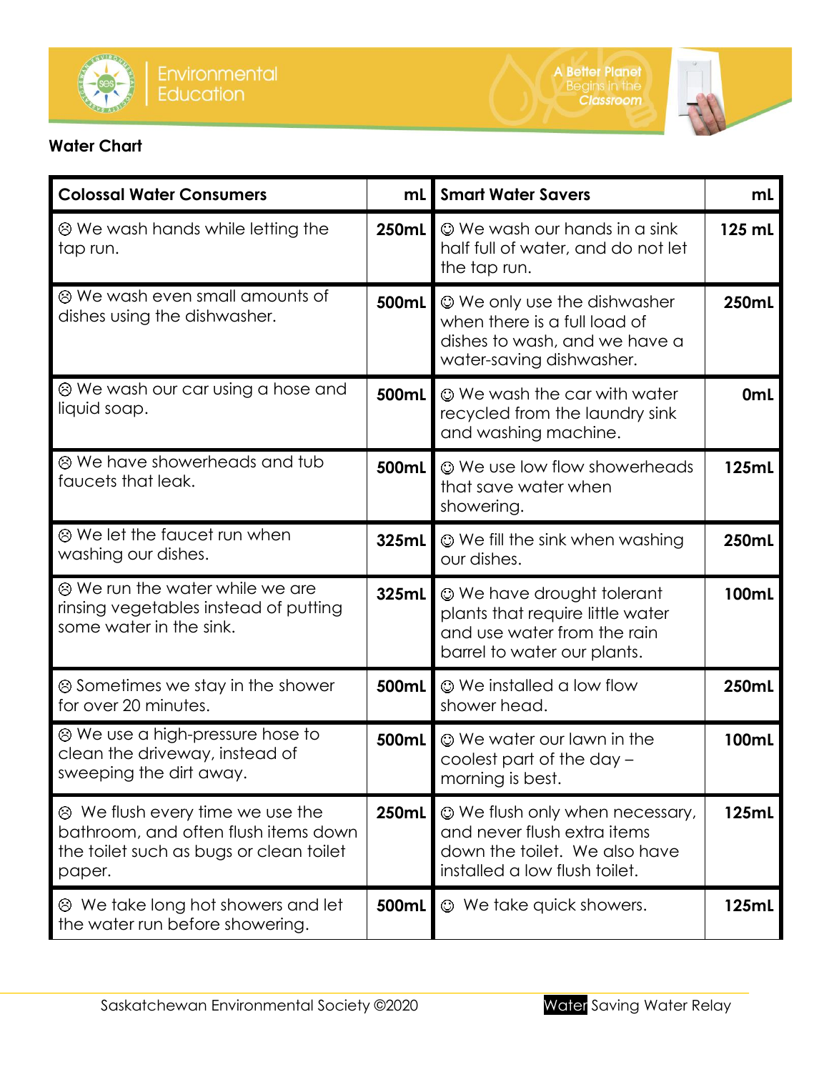**Water Chart**

| Colossal Water Consumers | mL | Smart Water Savers | mL |
|---|---|---|---|
| ☹ We wash hands while letting the tap run. | 250mL | ☺ We wash our hands in a sink half full of water, and do not let the tap run. | 125 mL |
| ☹ We wash even small amounts of dishes using the dishwasher. | 500mL | ☺ We only use the dishwasher when there is a full load of dishes to wash, and we have a water-saving dishwasher. | 250mL |
| ☹ We wash our car using a hose and liquid soap. | 500mL | ☺ We wash the car with water recycled from the laundry sink and washing machine. | 0mL |
| ☹ We have showerheads and tub faucets that leak. | 500mL | ☺ We use low flow showerheads that save water when showering. | 125mL |
| ☹ We let the faucet run when washing our dishes. | 325mL | ☺ We fill the sink when washing our dishes. | 250mL |
| ☹ We run the water while we are rinsing vegetables instead of putting some water in the sink. | 325mL | ☺ We have drought tolerant plants that require little water and use water from the rain barrel to water our plants. | 100mL |
| ☹ Sometimes we stay in the shower for over 20 minutes. | 500mL | ☺ We installed a low flow shower head. | 250mL |
| ☹ We use a high-pressure hose to clean the driveway, instead of sweeping the dirt away. | 500mL | ☺ We water our lawn in the coolest part of the day – morning is best. | 100mL |
| ☹ We flush every time we use the bathroom, and often flush items down the toilet such as bugs or clean toilet paper. | 250mL | ☺ We flush only when necessary, and never flush extra items down the toilet. We also have installed a low flush toilet. | 125mL |
| ☹ We take long hot showers and let the water run before showering. | 500mL | ☺ We take quick showers. | 125mL |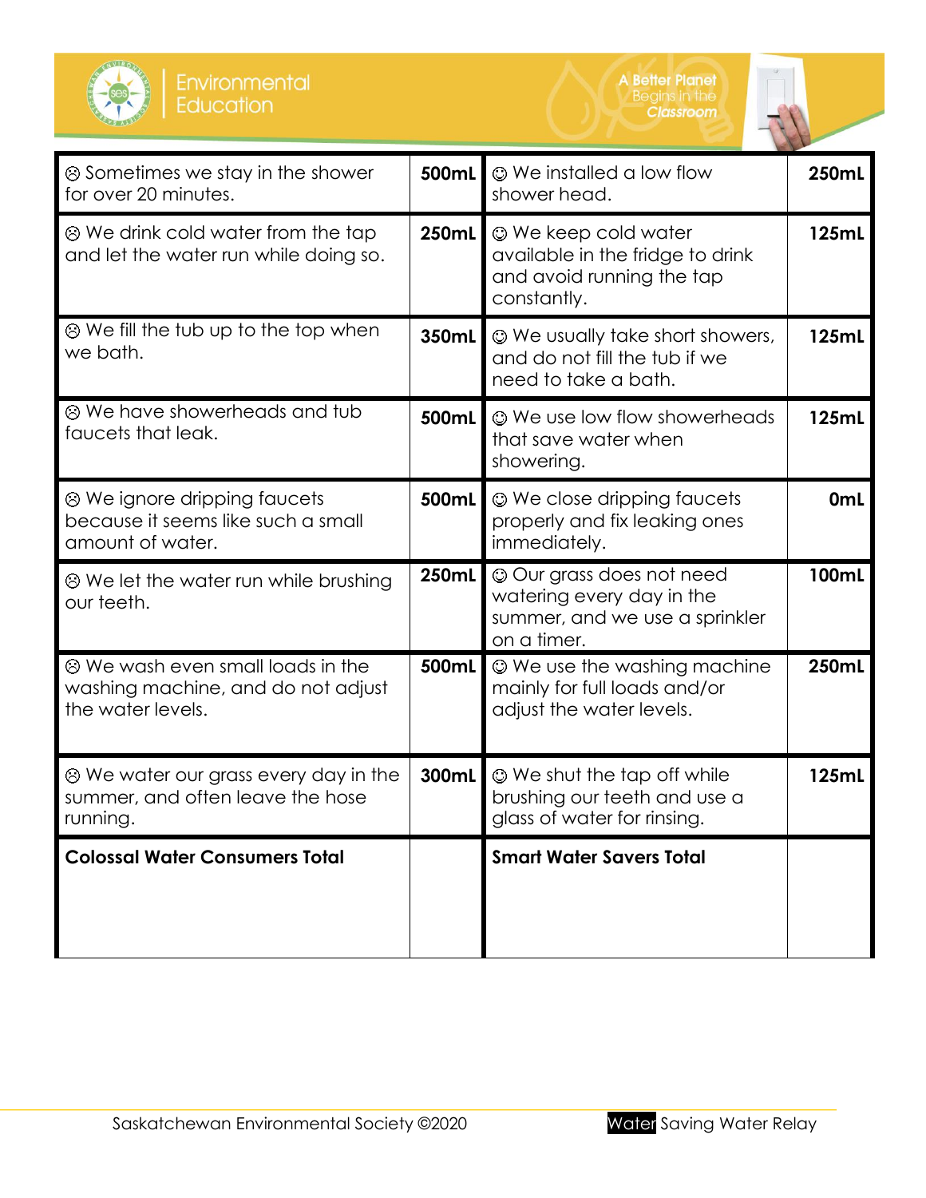| | | | |
|---|---|---|---|
| ☹ Sometimes we stay in the shower for over 20 minutes. | 500mL | ☺ We installed a low flow shower head. | 250mL |
| ☹ We drink cold water from the tap and let the water run while doing so. | 250mL | ☺ We keep cold water available in the fridge to drink and avoid running the tap constantly. | 125mL |
| ☹ We fill the tub up to the top when we bath. | 350mL | ☺ We usually take short showers, and do not fill the tub if we need to take a bath. | 125mL |
| ☹ We have showerheads and tub faucets that leak. | 500mL | ☺ We use low flow showerheads that save water when showering. | 125mL |
| ☹ We ignore dripping faucets because it seems like such a small amount of water. | 500mL | ☺ We close dripping faucets properly and fix leaking ones immediately. | 0mL |
| ☹ We let the water run while brushing our teeth. | 250mL | ☺ Our grass does not need watering every day in the summer, and we use a sprinkler on a timer. | 100mL |
| ☹ We wash even small loads in the washing machine, and do not adjust the water levels. | 500mL | ☺ We use the washing machine mainly for full loads and/or adjust the water levels. | 250mL |
| ☹ We water our grass every day in the summer, and often leave the hose running. | 300mL | ☺ We shut the tap off while brushing our teeth and use a glass of water for rinsing. | 125mL |
| **Colossal Water Consumers Total** | | **Smart Water Savers Total** | |